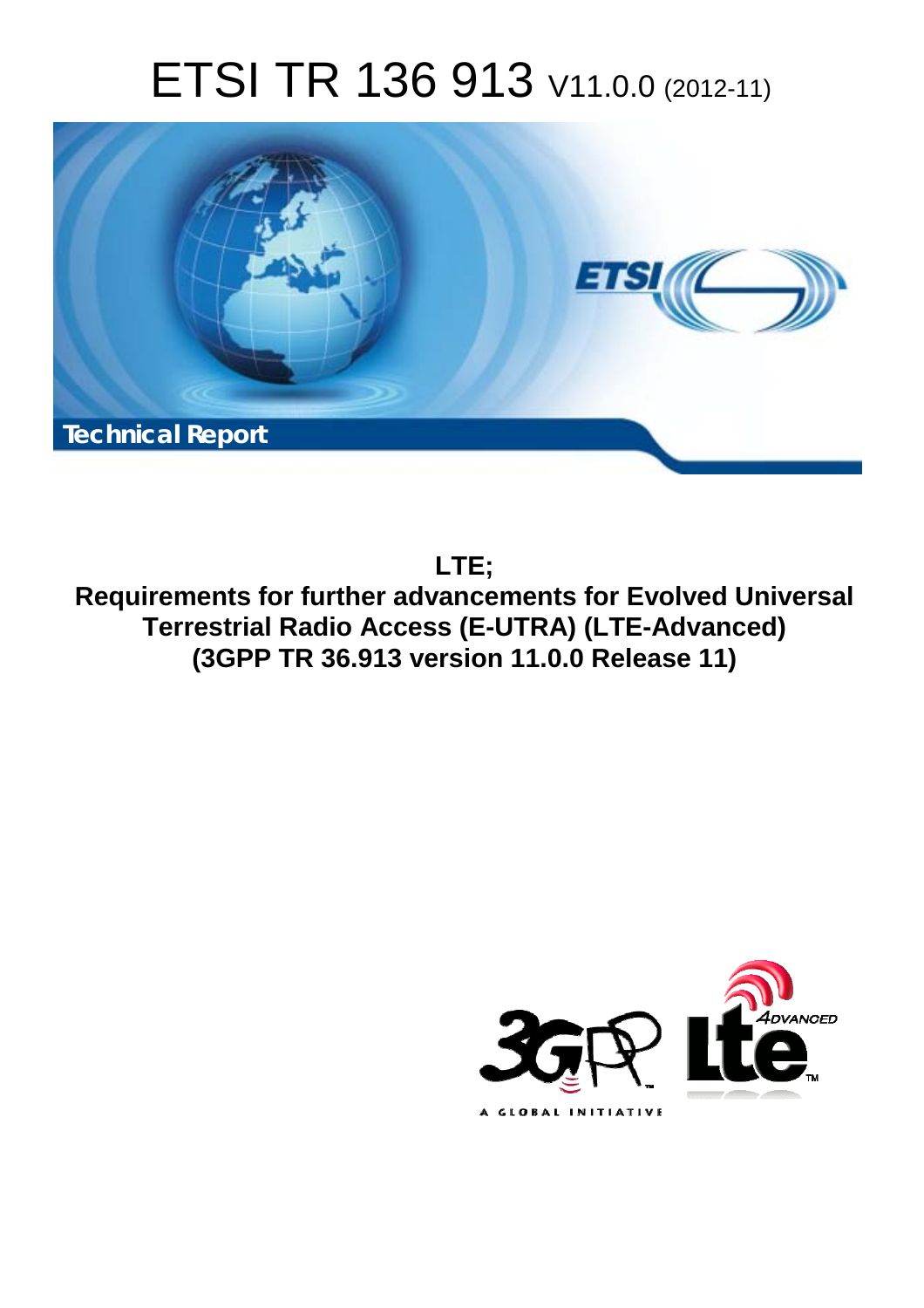# ETSI TR 136 913 V11.0.0 (2012-11)

**Technical Report**

**LTE;**
**Requirements for further advancements for Evolved Universal Terrestrial Radio Access (E-UTRA) (LTE-Advanced)**
**(3GPP TR 36.913 version 11.0.0 Release 11)**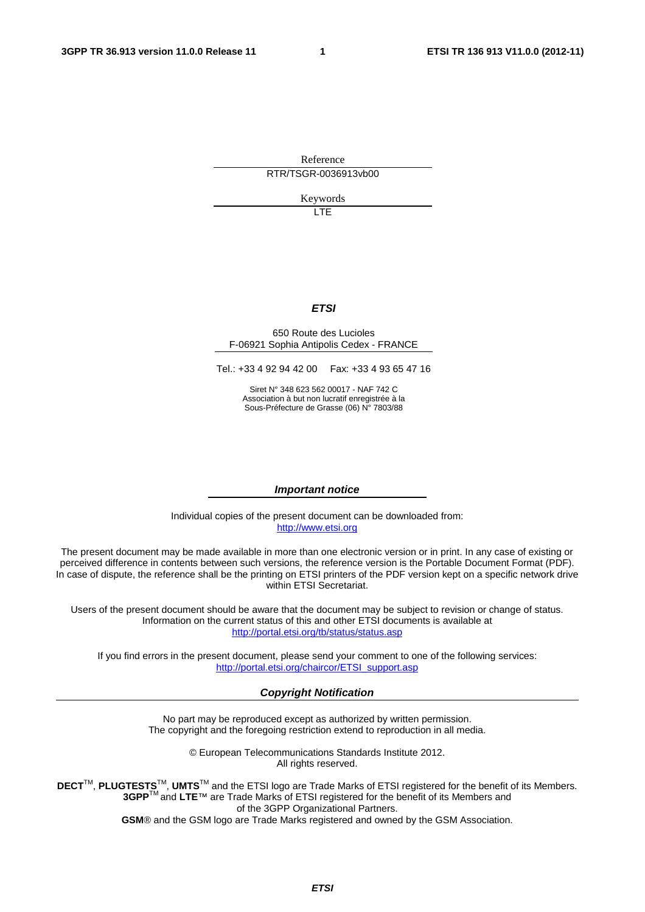Reference

RTR/TSGR-0036913vb00

Keywords

LTE

***ETSI***

650 Route des Lucioles
F-06921 Sophia Antipolis Cedex - FRANCE

Tel.: +33 4 92 94 42 00 Fax: +33 4 93 65 47 16

Siret N° 348 623 562 00017 - NAF 742 C
Association à but non lucratif enregistrée à la
Sous-Préfecture de Grasse (06) N° 7803/88

***Important notice***

Individual copies of the present document can be downloaded from:
http://www.etsi.org

The present document may be made available in more than one electronic version or in print. In any case of existing or perceived difference in contents between such versions, the reference version is the Portable Document Format (PDF). In case of dispute, the reference shall be the printing on ETSI printers of the PDF version kept on a specific network drive within ETSI Secretariat.

Users of the present document should be aware that the document may be subject to revision or change of status. Information on the current status of this and other ETSI documents is available at
http://portal.etsi.org/tb/status/status.asp

If you find errors in the present document, please send your comment to one of the following services:
http://portal.etsi.org/chaircor/ETSI_support.asp

***Copyright Notification***

No part may be reproduced except as authorized by written permission.
The copyright and the foregoing restriction extend to reproduction in all media.

© European Telecommunications Standards Institute 2012.
All rights reserved.

**DECT**™, **PLUGTESTS**™, **UMTS**™ and the ETSI logo are Trade Marks of ETSI registered for the benefit of its Members.
**3GPP**™ and **LTE**™ are Trade Marks of ETSI registered for the benefit of its Members and of the 3GPP Organizational Partners.
**GSM**® and the GSM logo are Trade Marks registered and owned by the GSM Association.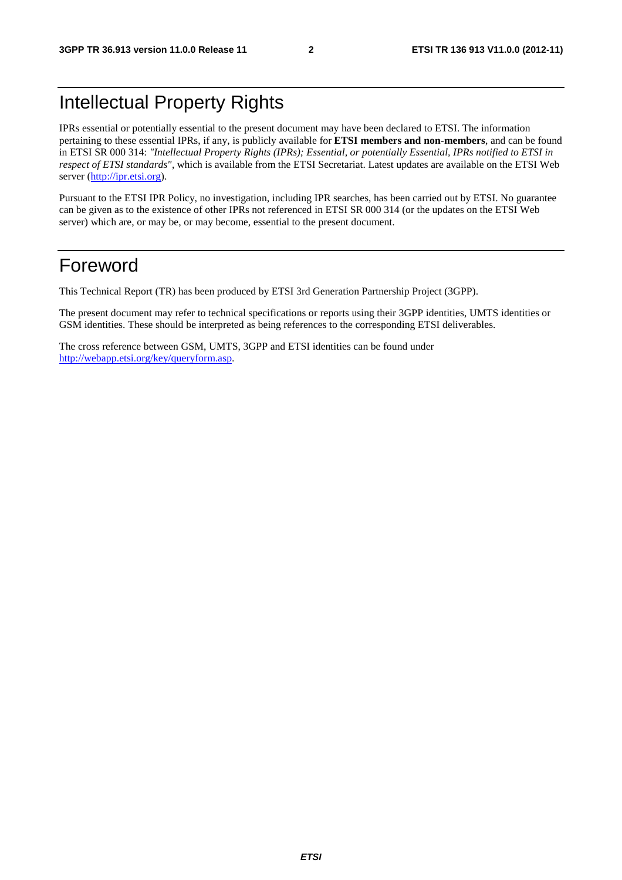# Intellectual Property Rights

IPRs essential or potentially essential to the present document may have been declared to ETSI. The information pertaining to these essential IPRs, if any, is publicly available for **ETSI members and non-members**, and can be found in ETSI SR 000 314: *"Intellectual Property Rights (IPRs); Essential, or potentially Essential, IPRs notified to ETSI in respect of ETSI standards"*, which is available from the ETSI Secretariat. Latest updates are available on the ETSI Web server (http://ipr.etsi.org).

Pursuant to the ETSI IPR Policy, no investigation, including IPR searches, has been carried out by ETSI. No guarantee can be given as to the existence of other IPRs not referenced in ETSI SR 000 314 (or the updates on the ETSI Web server) which are, or may be, or may become, essential to the present document.

# Foreword

This Technical Report (TR) has been produced by ETSI 3rd Generation Partnership Project (3GPP).

The present document may refer to technical specifications or reports using their 3GPP identities, UMTS identities or GSM identities. These should be interpreted as being references to the corresponding ETSI deliverables.

The cross reference between GSM, UMTS, 3GPP and ETSI identities can be found under http://webapp.etsi.org/key/queryform.asp.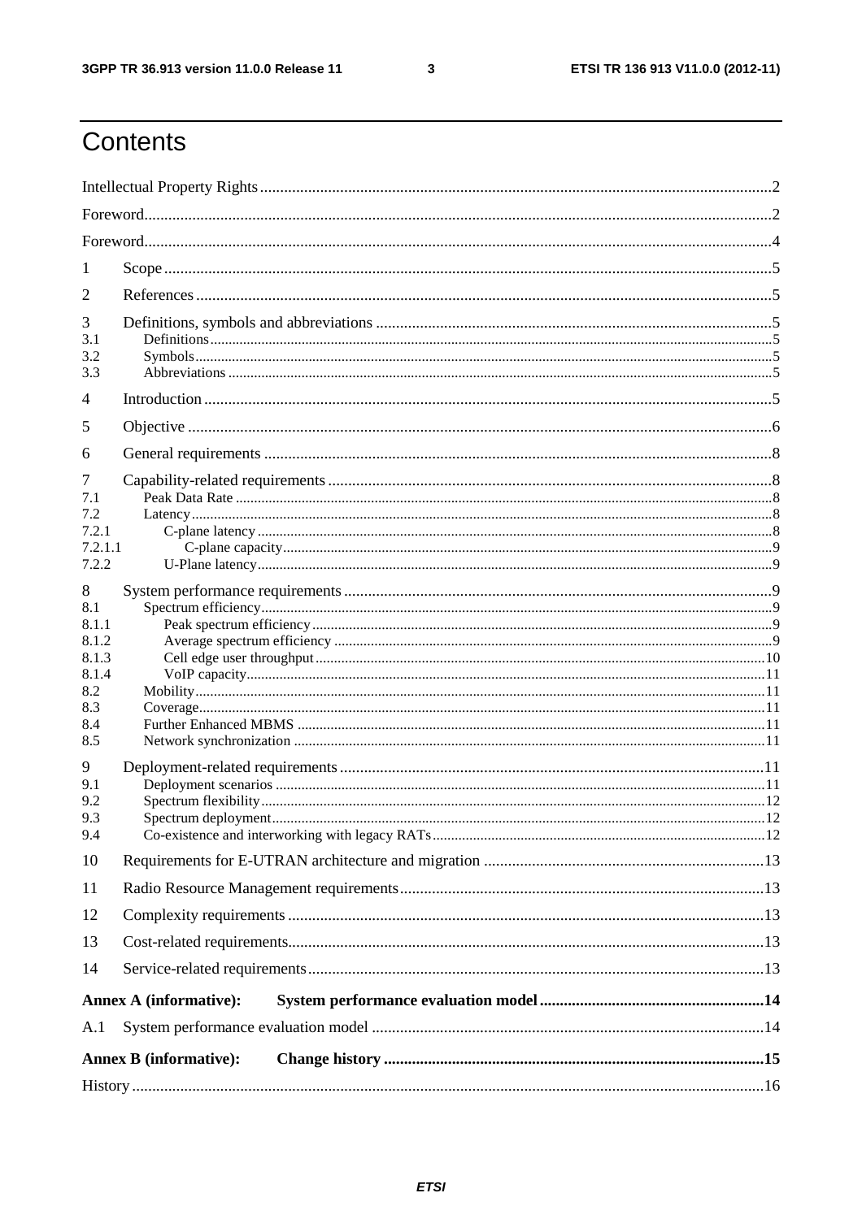# Contents

Intellectual Property Rights ..... 2

Foreword ..... 2

Foreword ..... 4

1 Scope ..... 5

2 References ..... 5

3 Definitions, symbols and abbreviations ..... 5
- 3.1 Definitions ..... 5
- 3.2 Symbols ..... 5
- 3.3 Abbreviations ..... 5

4 Introduction ..... 5

5 Objective ..... 6

6 General requirements ..... 8

7 Capability-related requirements ..... 8
- 7.1 Peak Data Rate ..... 8
- 7.2 Latency ..... 8
- 7.2.1 C-plane latency ..... 8
- 7.2.1.1 C-plane capacity ..... 9
- 7.2.2 U-Plane latency ..... 9

8 System performance requirements ..... 9
- 8.1 Spectrum efficiency ..... 9
- 8.1.1 Peak spectrum efficiency ..... 9
- 8.1.2 Average spectrum efficiency ..... 9
- 8.1.3 Cell edge user throughput ..... 10
- 8.1.4 VoIP capacity ..... 11
- 8.2 Mobility ..... 11
- 8.3 Coverage ..... 11
- 8.4 Further Enhanced MBMS ..... 11
- 8.5 Network synchronization ..... 11

9 Deployment-related requirements ..... 11
- 9.1 Deployment scenarios ..... 11
- 9.2 Spectrum flexibility ..... 12
- 9.3 Spectrum deployment ..... 12
- 9.4 Co-existence and interworking with legacy RATs ..... 12

10 Requirements for E-UTRAN architecture and migration ..... 13

11 Radio Resource Management requirements ..... 13

12 Complexity requirements ..... 13

13 Cost-related requirements ..... 13

14 Service-related requirements ..... 13

**Annex A (informative): System performance evaluation model ..... 14**

A.1 System performance evaluation model ..... 14

**Annex B (informative): Change history ..... 15**

History ..... 16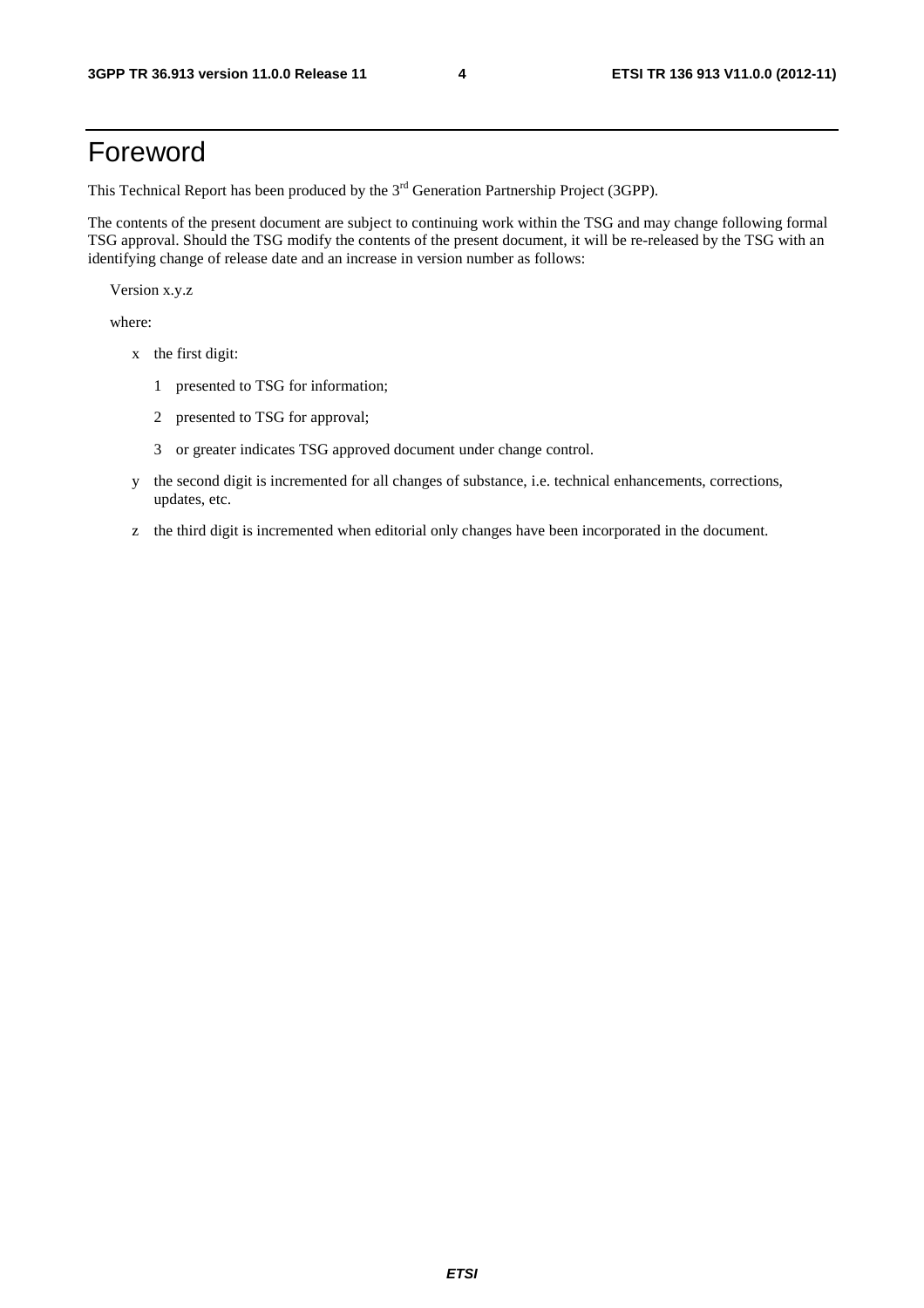# Foreword

This Technical Report has been produced by the 3rd Generation Partnership Project (3GPP).

The contents of the present document are subject to continuing work within the TSG and may change following formal TSG approval. Should the TSG modify the contents of the present document, it will be re-released by the TSG with an identifying change of release date and an increase in version number as follows:

Version x.y.z

where:

- x the first digit:
  - 1 presented to TSG for information;
  - 2 presented to TSG for approval;
  - 3 or greater indicates TSG approved document under change control.
- y the second digit is incremented for all changes of substance, i.e. technical enhancements, corrections, updates, etc.
- z the third digit is incremented when editorial only changes have been incorporated in the document.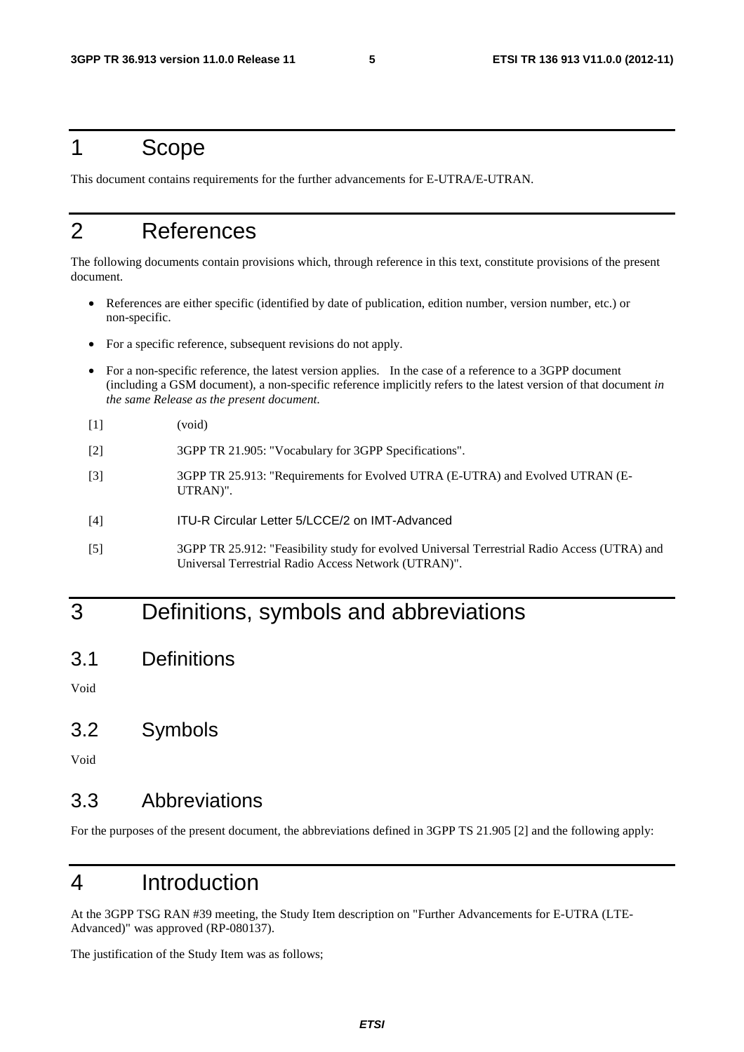# 1 Scope

This document contains requirements for the further advancements for E-UTRA/E-UTRAN.

# 2 References

The following documents contain provisions which, through reference in this text, constitute provisions of the present document.

- References are either specific (identified by date of publication, edition number, version number, etc.) or non-specific.
- For a specific reference, subsequent revisions do not apply.
- For a non-specific reference, the latest version applies. In the case of a reference to a 3GPP document (including a GSM document), a non-specific reference implicitly refers to the latest version of that document *in the same Release as the present document.*

[1] (void)

[2] 3GPP TR 21.905: "Vocabulary for 3GPP Specifications".

[3] 3GPP TR 25.913: "Requirements for Evolved UTRA (E-UTRA) and Evolved UTRAN (E-UTRAN)".

[4] ITU-R Circular Letter 5/LCCE/2 on IMT-Advanced

[5] 3GPP TR 25.912: "Feasibility study for evolved Universal Terrestrial Radio Access (UTRA) and Universal Terrestrial Radio Access Network (UTRAN)".

# 3 Definitions, symbols and abbreviations

## 3.1 Definitions

Void

## 3.2 Symbols

Void

## 3.3 Abbreviations

For the purposes of the present document, the abbreviations defined in 3GPP TS 21.905 [2] and the following apply:

# 4 Introduction

At the 3GPP TSG RAN #39 meeting, the Study Item description on "Further Advancements for E-UTRA (LTE-Advanced)" was approved (RP-080137).

The justification of the Study Item was as follows;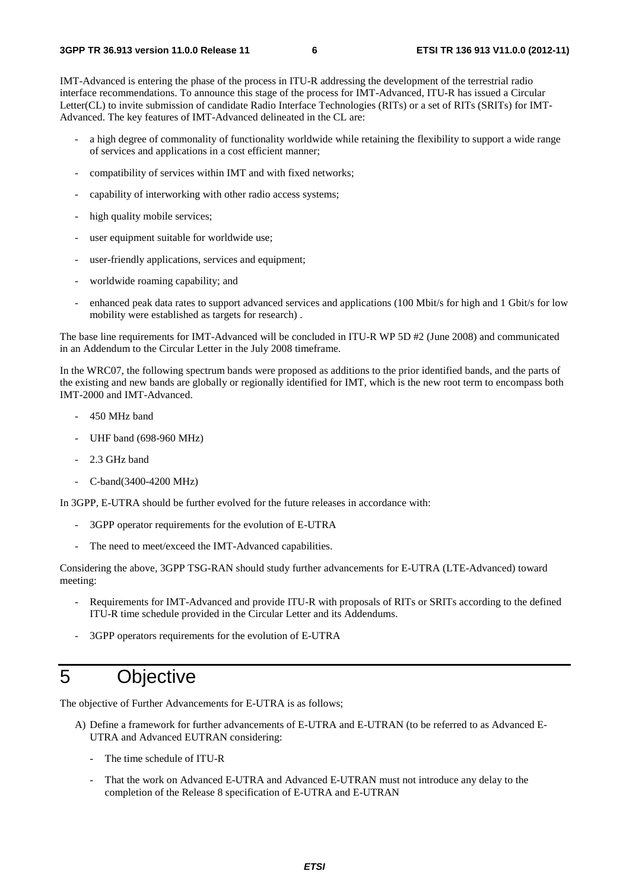IMT-Advanced is entering the phase of the process in ITU-R addressing the development of the terrestrial radio interface recommendations. To announce this stage of the process for IMT-Advanced, ITU-R has issued a Circular Letter(CL) to invite submission of candidate Radio Interface Technologies (RITs) or a set of RITs (SRITs) for IMT-Advanced. The key features of IMT-Advanced delineated in the CL are:

- a high degree of commonality of functionality worldwide while retaining the flexibility to support a wide range of services and applications in a cost efficient manner;
- compatibility of services within IMT and with fixed networks;
- capability of interworking with other radio access systems;
- high quality mobile services;
- user equipment suitable for worldwide use;
- user-friendly applications, services and equipment;
- worldwide roaming capability; and
- enhanced peak data rates to support advanced services and applications (100 Mbit/s for high and 1 Gbit/s for low mobility were established as targets for research) .

The base line requirements for IMT-Advanced will be concluded in ITU-R WP 5D #2 (June 2008) and communicated in an Addendum to the Circular Letter in the July 2008 timeframe.

In the WRC07, the following spectrum bands were proposed as additions to the prior identified bands, and the parts of the existing and new bands are globally or regionally identified for IMT, which is the new root term to encompass both IMT-2000 and IMT-Advanced.

- 450 MHz band
- UHF band (698-960 MHz)
- 2.3 GHz band
- C-band(3400-4200 MHz)

In 3GPP, E-UTRA should be further evolved for the future releases in accordance with:

- 3GPP operator requirements for the evolution of E-UTRA
- The need to meet/exceed the IMT-Advanced capabilities.

Considering the above, 3GPP TSG-RAN should study further advancements for E-UTRA (LTE-Advanced) toward meeting:

- Requirements for IMT-Advanced and provide ITU-R with proposals of RITs or SRITs according to the defined ITU-R time schedule provided in the Circular Letter and its Addendums.
- 3GPP operators requirements for the evolution of E-UTRA

# 5 Objective

The objective of Further Advancements for E-UTRA is as follows;

A) Define a framework for further advancements of E-UTRA and E-UTRAN (to be referred to as Advanced E-UTRA and Advanced EUTRAN considering:

   - The time schedule of ITU-R
   - That the work on Advanced E-UTRA and Advanced E-UTRAN must not introduce any delay to the completion of the Release 8 specification of E-UTRA and E-UTRAN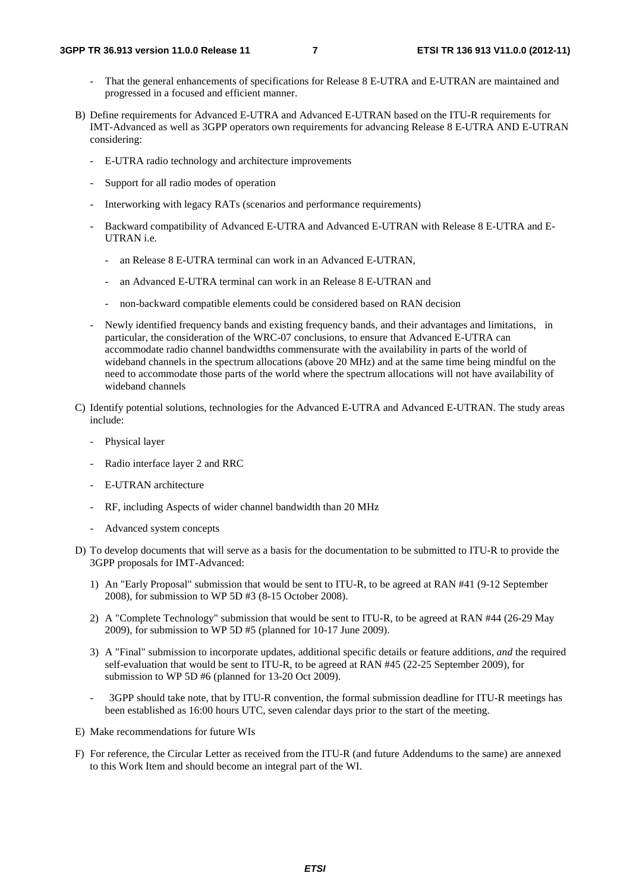- That the general enhancements of specifications for Release 8 E-UTRA and E-UTRAN are maintained and progressed in a focused and efficient manner.

B) Define requirements for Advanced E-UTRA and Advanced E-UTRAN based on the ITU-R requirements for IMT-Advanced as well as 3GPP operators own requirements for advancing Release 8 E-UTRA AND E-UTRAN considering:

- E-UTRA radio technology and architecture improvements
- Support for all radio modes of operation
- Interworking with legacy RATs (scenarios and performance requirements)
- Backward compatibility of Advanced E-UTRA and Advanced E-UTRAN with Release 8 E-UTRA and E-UTRAN i.e.
  - an Release 8 E-UTRA terminal can work in an Advanced E-UTRAN,
  - an Advanced E-UTRA terminal can work in an Release 8 E-UTRAN and
  - non-backward compatible elements could be considered based on RAN decision
- Newly identified frequency bands and existing frequency bands, and their advantages and limitations, in particular, the consideration of the WRC-07 conclusions, to ensure that Advanced E-UTRA can accommodate radio channel bandwidths commensurate with the availability in parts of the world of wideband channels in the spectrum allocations (above 20 MHz) and at the same time being mindful on the need to accommodate those parts of the world where the spectrum allocations will not have availability of wideband channels

C) Identify potential solutions, technologies for the Advanced E-UTRA and Advanced E-UTRAN. The study areas include:

- Physical layer
- Radio interface layer 2 and RRC
- E-UTRAN architecture
- RF, including Aspects of wider channel bandwidth than 20 MHz
- Advanced system concepts

D) To develop documents that will serve as a basis for the documentation to be submitted to ITU-R to provide the 3GPP proposals for IMT-Advanced:

1) An "Early Proposal" submission that would be sent to ITU-R, to be agreed at RAN #41 (9-12 September 2008), for submission to WP 5D #3 (8-15 October 2008).
2) A "Complete Technology" submission that would be sent to ITU-R, to be agreed at RAN #44 (26-29 May 2009), for submission to WP 5D #5 (planned for 10-17 June 2009).
3) A "Final" submission to incorporate updates, additional specific details or feature additions, *and* the required self-evaluation that would be sent to ITU-R, to be agreed at RAN #45 (22-25 September 2009), for submission to WP 5D #6 (planned for 13-20 Oct 2009).

- 3GPP should take note, that by ITU-R convention, the formal submission deadline for ITU-R meetings has been established as 16:00 hours UTC, seven calendar days prior to the start of the meeting.

E) Make recommendations for future WIs

F) For reference, the Circular Letter as received from the ITU-R (and future Addendums to the same) are annexed to this Work Item and should become an integral part of the WI.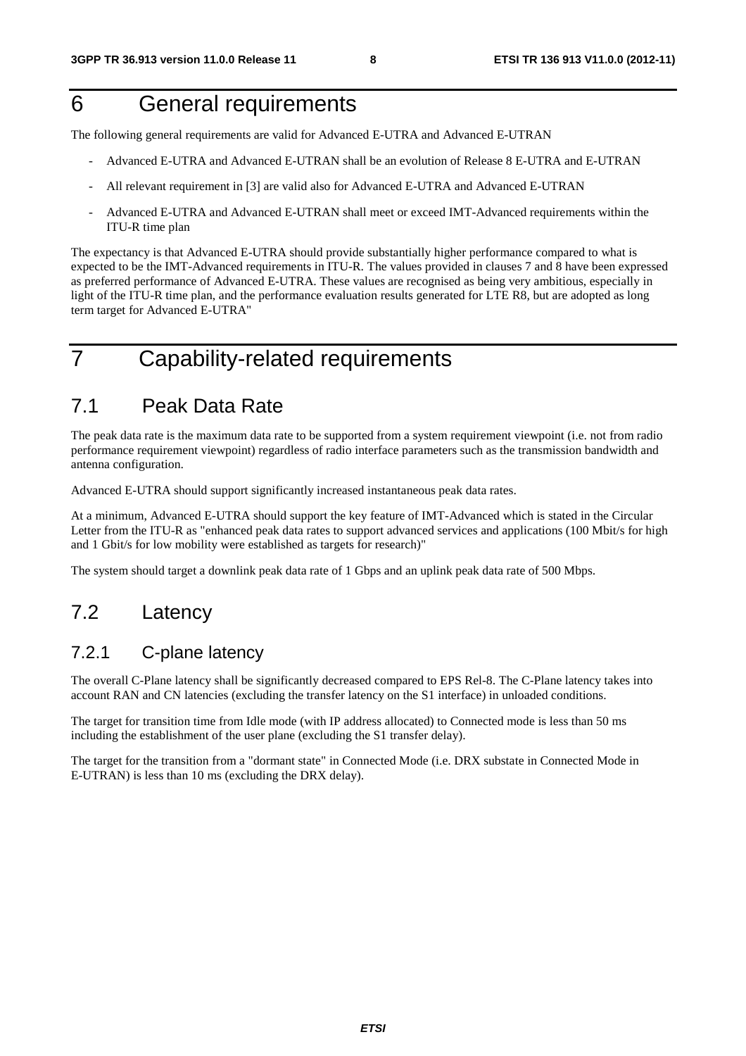# 6 General requirements

The following general requirements are valid for Advanced E-UTRA and Advanced E-UTRAN

- Advanced E-UTRA and Advanced E-UTRAN shall be an evolution of Release 8 E-UTRA and E-UTRAN
- All relevant requirement in [3] are valid also for Advanced E-UTRA and Advanced E-UTRAN
- Advanced E-UTRA and Advanced E-UTRAN shall meet or exceed IMT-Advanced requirements within the ITU-R time plan

The expectancy is that Advanced E-UTRA should provide substantially higher performance compared to what is expected to be the IMT-Advanced requirements in ITU-R. The values provided in clauses 7 and 8 have been expressed as preferred performance of Advanced E-UTRA. These values are recognised as being very ambitious, especially in light of the ITU-R time plan, and the performance evaluation results generated for LTE R8, but are adopted as long term target for Advanced E-UTRA"

# 7 Capability-related requirements

## 7.1 Peak Data Rate

The peak data rate is the maximum data rate to be supported from a system requirement viewpoint (i.e. not from radio performance requirement viewpoint) regardless of radio interface parameters such as the transmission bandwidth and antenna configuration.

Advanced E-UTRA should support significantly increased instantaneous peak data rates.

At a minimum, Advanced E-UTRA should support the key feature of IMT-Advanced which is stated in the Circular Letter from the ITU-R as "enhanced peak data rates to support advanced services and applications (100 Mbit/s for high and 1 Gbit/s for low mobility were established as targets for research)"

The system should target a downlink peak data rate of 1 Gbps and an uplink peak data rate of 500 Mbps.

## 7.2 Latency

### 7.2.1 C-plane latency

The overall C-Plane latency shall be significantly decreased compared to EPS Rel-8. The C-Plane latency takes into account RAN and CN latencies (excluding the transfer latency on the S1 interface) in unloaded conditions.

The target for transition time from Idle mode (with IP address allocated) to Connected mode is less than 50 ms including the establishment of the user plane (excluding the S1 transfer delay).

The target for the transition from a "dormant state" in Connected Mode (i.e. DRX substate in Connected Mode in E-UTRAN) is less than 10 ms (excluding the DRX delay).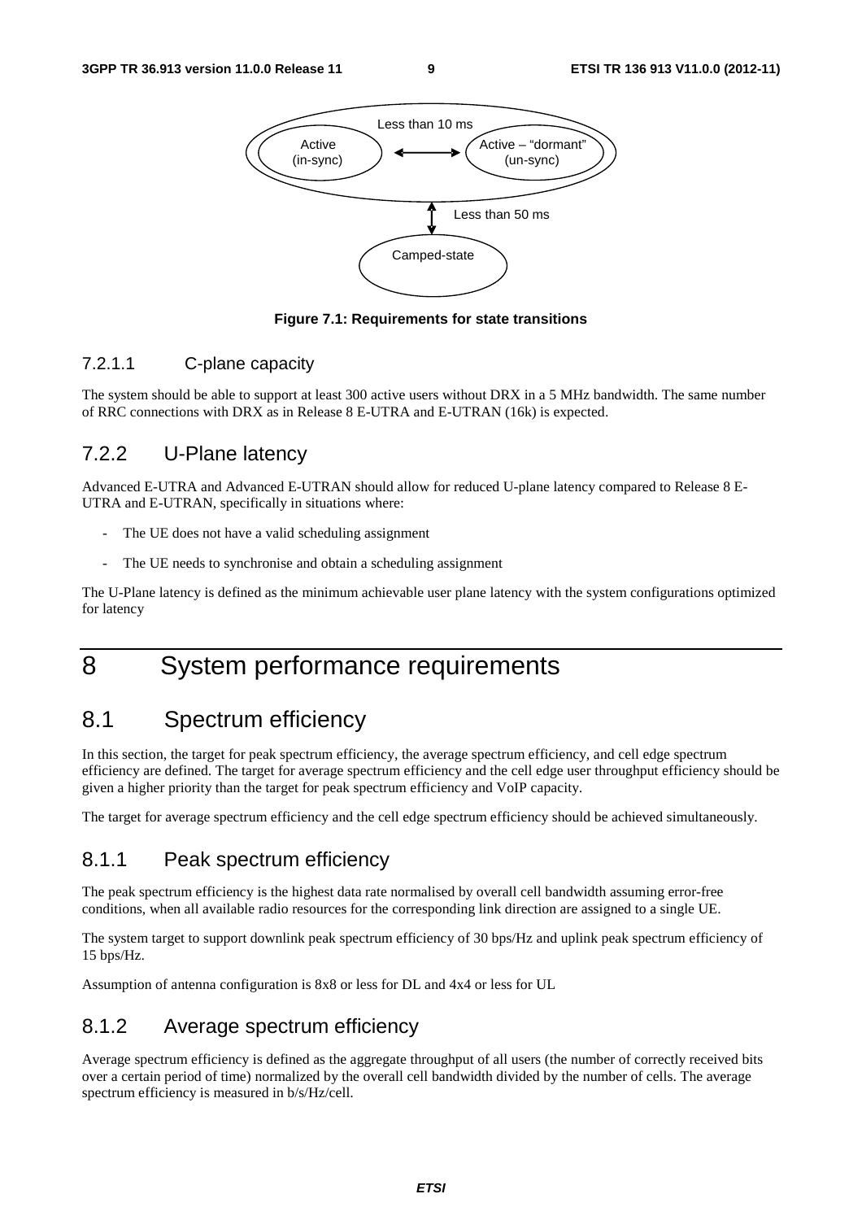Less than 10 ms

Active (in-sync) ⟷ Active – "dormant" (un-sync)

Less than 50 ms

Camped-state

**Figure 7.1: Requirements for state transitions**

#### 7.2.1.1 C-plane capacity

The system should be able to support at least 300 active users without DRX in a 5 MHz bandwidth. The same number of RRC connections with DRX as in Release 8 E-UTRA and E-UTRAN (16k) is expected.

### 7.2.2 U-Plane latency

Advanced E-UTRA and Advanced E-UTRAN should allow for reduced U-plane latency compared to Release 8 E-UTRA and E-UTRAN, specifically in situations where:

- The UE does not have a valid scheduling assignment
- The UE needs to synchronise and obtain a scheduling assignment

The U-Plane latency is defined as the minimum achievable user plane latency with the system configurations optimized for latency

# 8 System performance requirements

## 8.1 Spectrum efficiency

In this section, the target for peak spectrum efficiency, the average spectrum efficiency, and cell edge spectrum efficiency are defined. The target for average spectrum efficiency and the cell edge user throughput efficiency should be given a higher priority than the target for peak spectrum efficiency and VoIP capacity.

The target for average spectrum efficiency and the cell edge spectrum efficiency should be achieved simultaneously.

### 8.1.1 Peak spectrum efficiency

The peak spectrum efficiency is the highest data rate normalised by overall cell bandwidth assuming error-free conditions, when all available radio resources for the corresponding link direction are assigned to a single UE.

The system target to support downlink peak spectrum efficiency of 30 bps/Hz and uplink peak spectrum efficiency of 15 bps/Hz.

Assumption of antenna configuration is 8x8 or less for DL and 4x4 or less for UL

### 8.1.2 Average spectrum efficiency

Average spectrum efficiency is defined as the aggregate throughput of all users (the number of correctly received bits over a certain period of time) normalized by the overall cell bandwidth divided by the number of cells. The average spectrum efficiency is measured in b/s/Hz/cell.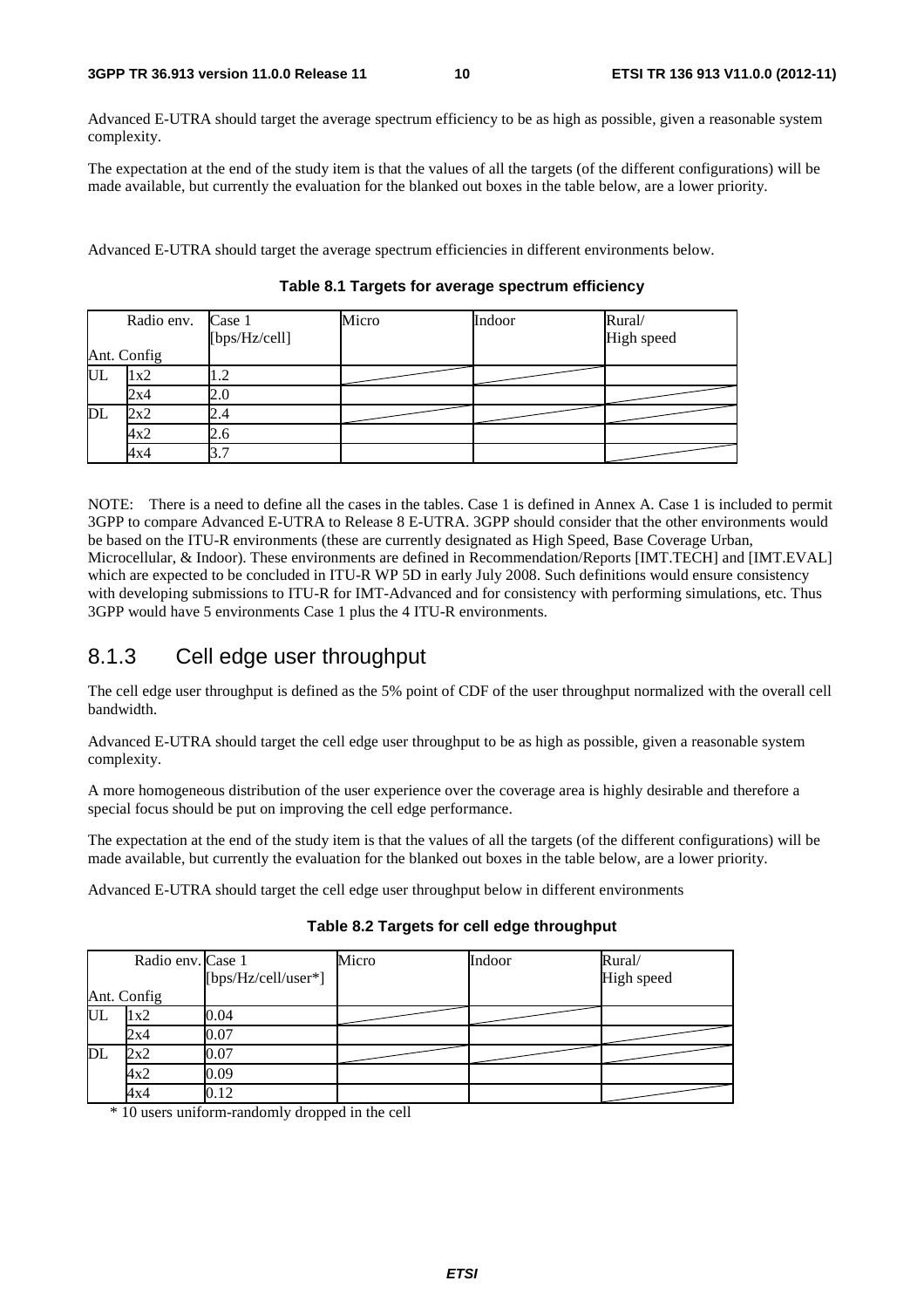Advanced E-UTRA should target the average spectrum efficiency to be as high as possible, given a reasonable system complexity.

The expectation at the end of the study item is that the values of all the targets (of the different configurations) will be made available, but currently the evaluation for the blanked out boxes in the table below, are a lower priority.

Advanced E-UTRA should target the average spectrum efficiencies in different environments below.

**Table 8.1 Targets for average spectrum efficiency**

| Ant. Config | Radio env. | Case 1 [bps/Hz/cell] | Micro | Indoor | Rural/ High speed |
|---|---|---|---|---|---|
| UL | 1x2 | 1.2 | | | |
| | 2x4 | 2.0 | | | |
| DL | 2x2 | 2.4 | | | |
| | 4x2 | 2.6 | | | |
| | 4x4 | 3.7 | | | |

NOTE: There is a need to define all the cases in the tables. Case 1 is defined in Annex A. Case 1 is included to permit 3GPP to compare Advanced E-UTRA to Release 8 E-UTRA. 3GPP should consider that the other environments would be based on the ITU-R environments (these are currently designated as High Speed, Base Coverage Urban, Microcellular, & Indoor). These environments are defined in Recommendation/Reports [IMT.TECH] and [IMT.EVAL] which are expected to be concluded in ITU-R WP 5D in early July 2008. Such definitions would ensure consistency with developing submissions to ITU-R for IMT-Advanced and for consistency with performing simulations, etc. Thus 3GPP would have 5 environments Case 1 plus the 4 ITU-R environments.

### 8.1.3 Cell edge user throughput

The cell edge user throughput is defined as the 5% point of CDF of the user throughput normalized with the overall cell bandwidth.

Advanced E-UTRA should target the cell edge user throughput to be as high as possible, given a reasonable system complexity.

A more homogeneous distribution of the user experience over the coverage area is highly desirable and therefore a special focus should be put on improving the cell edge performance.

The expectation at the end of the study item is that the values of all the targets (of the different configurations) will be made available, but currently the evaluation for the blanked out boxes in the table below, are a lower priority.

Advanced E-UTRA should target the cell edge user throughput below in different environments

**Table 8.2 Targets for cell edge throughput**

| Ant. Config | Radio env. | Case 1 [bps/Hz/cell/user*] | Micro | Indoor | Rural/ High speed |
|---|---|---|---|---|---|
| UL | 1x2 | 0.04 | | | |
| | 2x4 | 0.07 | | | |
| DL | 2x2 | 0.07 | | | |
| | 4x2 | 0.09 | | | |
| | 4x4 | 0.12 | | | |

\* 10 users uniform-randomly dropped in the cell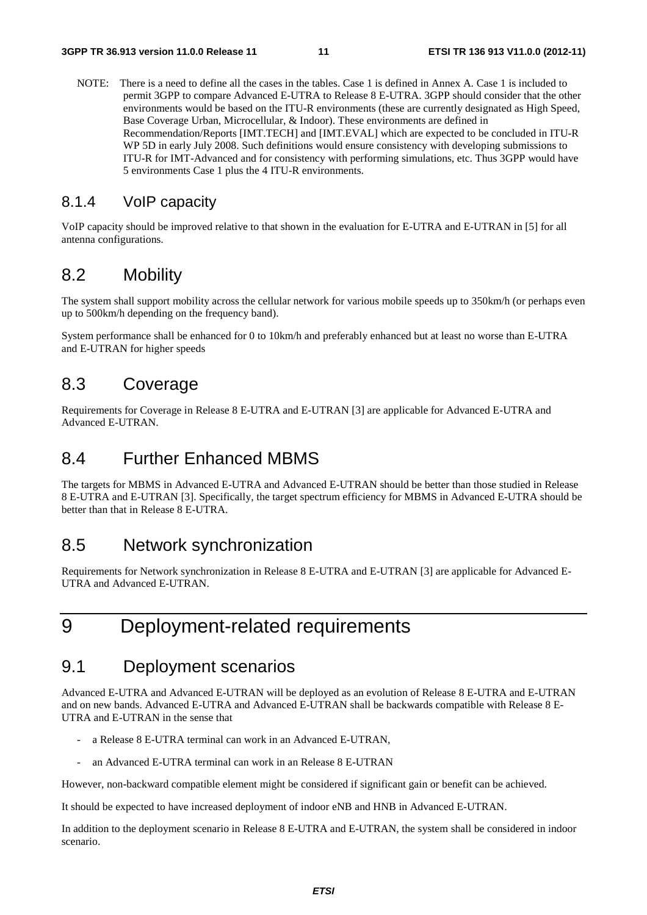NOTE: There is a need to define all the cases in the tables. Case 1 is defined in Annex A. Case 1 is included to permit 3GPP to compare Advanced E-UTRA to Release 8 E-UTRA. 3GPP should consider that the other environments would be based on the ITU-R environments (these are currently designated as High Speed, Base Coverage Urban, Microcellular, & Indoor). These environments are defined in Recommendation/Reports [IMT.TECH] and [IMT.EVAL] which are expected to be concluded in ITU-R WP 5D in early July 2008. Such definitions would ensure consistency with developing submissions to ITU-R for IMT-Advanced and for consistency with performing simulations, etc. Thus 3GPP would have 5 environments Case 1 plus the 4 ITU-R environments.

### 8.1.4 VoIP capacity

VoIP capacity should be improved relative to that shown in the evaluation for E-UTRA and E-UTRAN in [5] for all antenna configurations.

## 8.2 Mobility

The system shall support mobility across the cellular network for various mobile speeds up to 350km/h (or perhaps even up to 500km/h depending on the frequency band).

System performance shall be enhanced for 0 to 10km/h and preferably enhanced but at least no worse than E-UTRA and E-UTRAN for higher speeds

## 8.3 Coverage

Requirements for Coverage in Release 8 E-UTRA and E-UTRAN [3] are applicable for Advanced E-UTRA and Advanced E-UTRAN.

## 8.4 Further Enhanced MBMS

The targets for MBMS in Advanced E-UTRA and Advanced E-UTRAN should be better than those studied in Release 8 E-UTRA and E-UTRAN [3]. Specifically, the target spectrum efficiency for MBMS in Advanced E-UTRA should be better than that in Release 8 E-UTRA.

## 8.5 Network synchronization

Requirements for Network synchronization in Release 8 E-UTRA and E-UTRAN [3] are applicable for Advanced E-UTRA and Advanced E-UTRAN.

# 9 Deployment-related requirements

## 9.1 Deployment scenarios

Advanced E-UTRA and Advanced E-UTRAN will be deployed as an evolution of Release 8 E-UTRA and E-UTRAN and on new bands. Advanced E-UTRA and Advanced E-UTRAN shall be backwards compatible with Release 8 E-UTRA and E-UTRAN in the sense that

- a Release 8 E-UTRA terminal can work in an Advanced E-UTRAN,
- an Advanced E-UTRA terminal can work in an Release 8 E-UTRAN

However, non-backward compatible element might be considered if significant gain or benefit can be achieved.

It should be expected to have increased deployment of indoor eNB and HNB in Advanced E-UTRAN.

In addition to the deployment scenario in Release 8 E-UTRA and E-UTRAN, the system shall be considered in indoor scenario.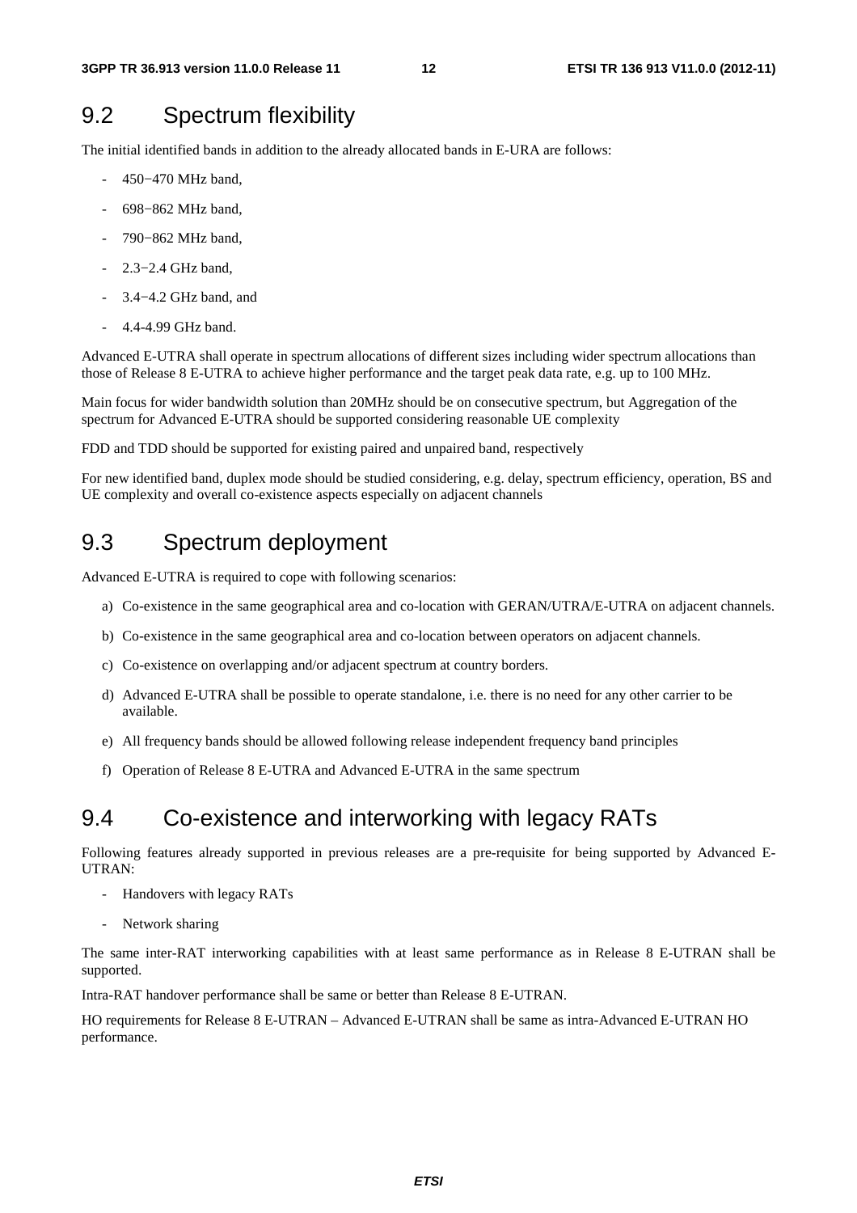## 9.2 Spectrum flexibility

The initial identified bands in addition to the already allocated bands in E-URA are follows:

- 450−470 MHz band,
- 698−862 MHz band,
- 790−862 MHz band,
- 2.3−2.4 GHz band,
- 3.4−4.2 GHz band, and
- 4.4-4.99 GHz band.

Advanced E-UTRA shall operate in spectrum allocations of different sizes including wider spectrum allocations than those of Release 8 E-UTRA to achieve higher performance and the target peak data rate, e.g. up to 100 MHz.

Main focus for wider bandwidth solution than 20MHz should be on consecutive spectrum, but Aggregation of the spectrum for Advanced E-UTRA should be supported considering reasonable UE complexity

FDD and TDD should be supported for existing paired and unpaired band, respectively

For new identified band, duplex mode should be studied considering, e.g. delay, spectrum efficiency, operation, BS and UE complexity and overall co-existence aspects especially on adjacent channels

## 9.3 Spectrum deployment

Advanced E-UTRA is required to cope with following scenarios:

a) Co-existence in the same geographical area and co-location with GERAN/UTRA/E-UTRA on adjacent channels.

b) Co-existence in the same geographical area and co-location between operators on adjacent channels.

c) Co-existence on overlapping and/or adjacent spectrum at country borders.

d) Advanced E-UTRA shall be possible to operate standalone, i.e. there is no need for any other carrier to be available.

e) All frequency bands should be allowed following release independent frequency band principles

f) Operation of Release 8 E-UTRA and Advanced E-UTRA in the same spectrum

## 9.4 Co-existence and interworking with legacy RATs

Following features already supported in previous releases are a pre-requisite for being supported by Advanced E-UTRAN:

- Handovers with legacy RATs
- Network sharing

The same inter-RAT interworking capabilities with at least same performance as in Release 8 E-UTRAN shall be supported.

Intra-RAT handover performance shall be same or better than Release 8 E-UTRAN.

HO requirements for Release 8 E-UTRAN – Advanced E-UTRAN shall be same as intra-Advanced E-UTRAN HO performance.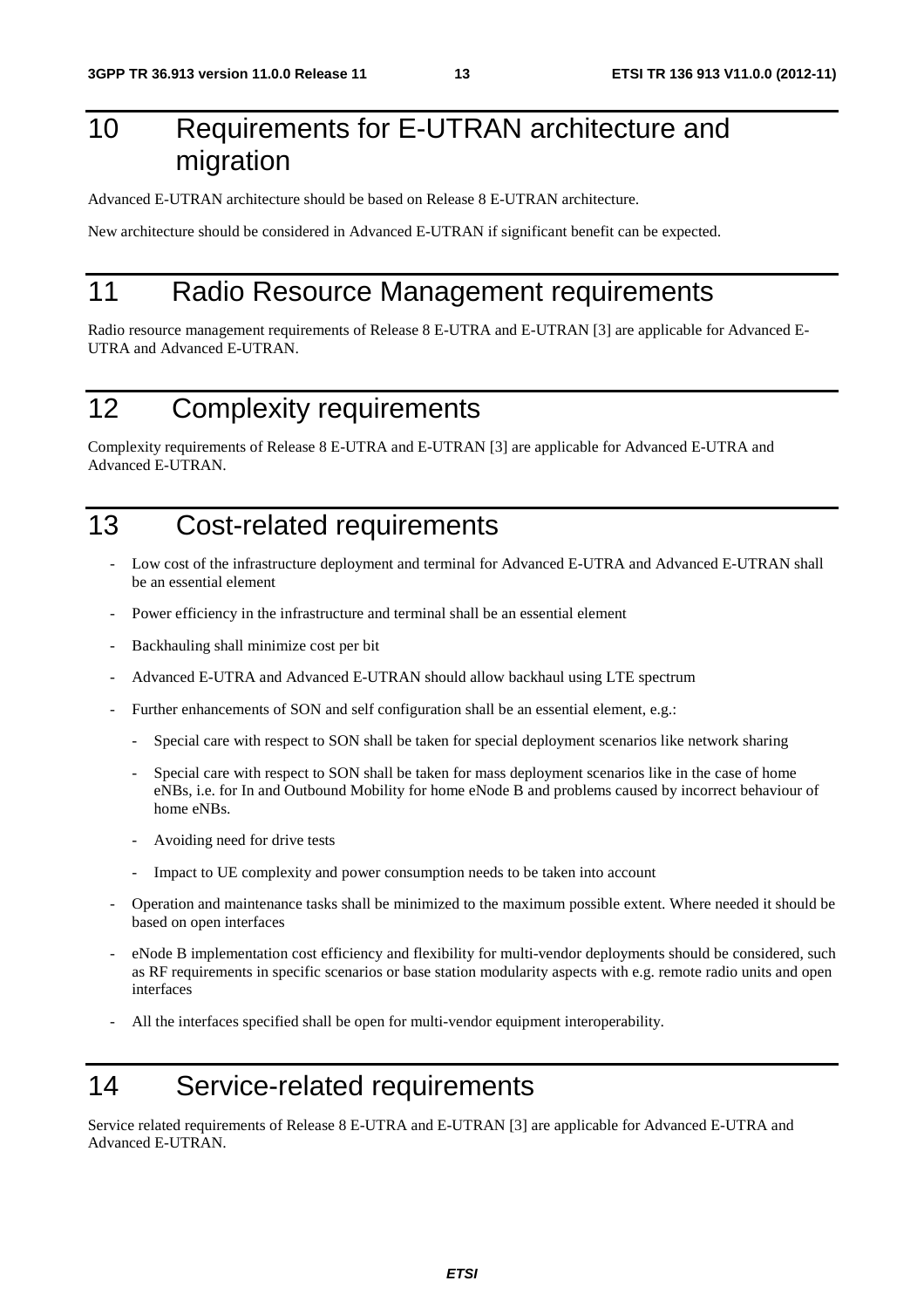# 10 Requirements for E-UTRAN architecture and migration

Advanced E-UTRAN architecture should be based on Release 8 E-UTRAN architecture.

New architecture should be considered in Advanced E-UTRAN if significant benefit can be expected.

# 11 Radio Resource Management requirements

Radio resource management requirements of Release 8 E-UTRA and E-UTRAN [3] are applicable for Advanced E-UTRA and Advanced E-UTRAN.

# 12 Complexity requirements

Complexity requirements of Release 8 E-UTRA and E-UTRAN [3] are applicable for Advanced E-UTRA and Advanced E-UTRAN.

# 13 Cost-related requirements

- Low cost of the infrastructure deployment and terminal for Advanced E-UTRA and Advanced E-UTRAN shall be an essential element
- Power efficiency in the infrastructure and terminal shall be an essential element
- Backhauling shall minimize cost per bit
- Advanced E-UTRA and Advanced E-UTRAN should allow backhaul using LTE spectrum
- Further enhancements of SON and self configuration shall be an essential element, e.g.:
  - Special care with respect to SON shall be taken for special deployment scenarios like network sharing
  - Special care with respect to SON shall be taken for mass deployment scenarios like in the case of home eNBs, i.e. for In and Outbound Mobility for home eNode B and problems caused by incorrect behaviour of home eNBs.
  - Avoiding need for drive tests
  - Impact to UE complexity and power consumption needs to be taken into account
- Operation and maintenance tasks shall be minimized to the maximum possible extent. Where needed it should be based on open interfaces
- eNode B implementation cost efficiency and flexibility for multi-vendor deployments should be considered, such as RF requirements in specific scenarios or base station modularity aspects with e.g. remote radio units and open interfaces
- All the interfaces specified shall be open for multi-vendor equipment interoperability.

# 14 Service-related requirements

Service related requirements of Release 8 E-UTRA and E-UTRAN [3] are applicable for Advanced E-UTRA and Advanced E-UTRAN.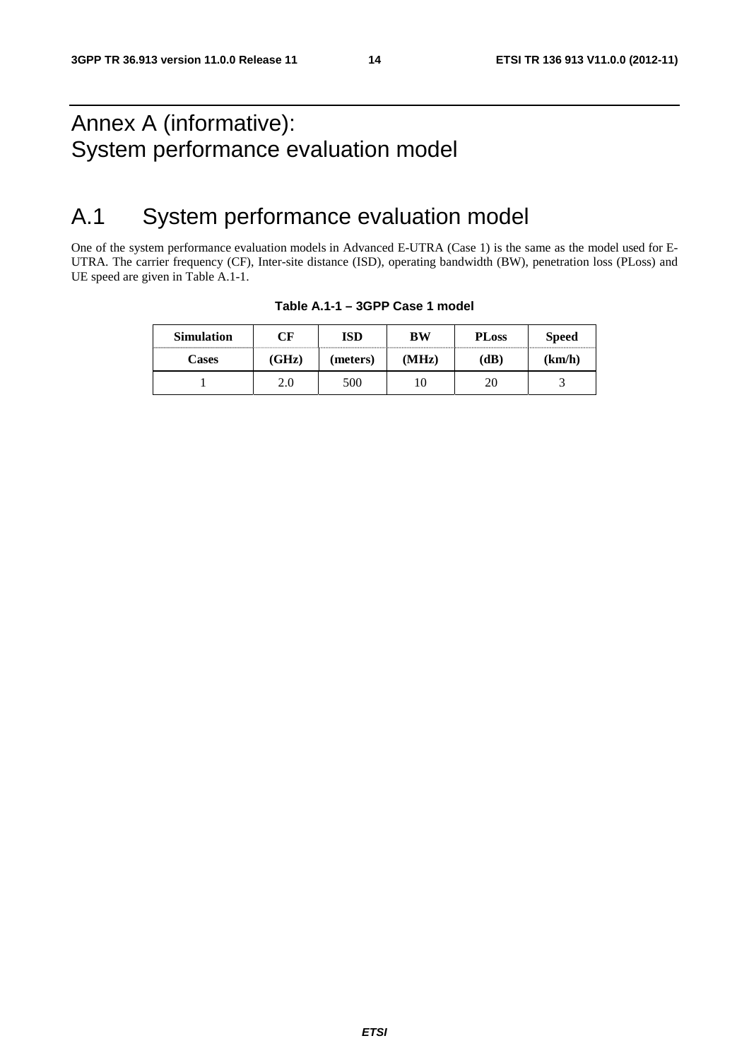# Annex A (informative): System performance evaluation model

## A.1 System performance evaluation model

One of the system performance evaluation models in Advanced E-UTRA (Case 1) is the same as the model used for E-UTRA. The carrier frequency (CF), Inter-site distance (ISD), operating bandwidth (BW), penetration loss (PLoss) and UE speed are given in Table A.1-1.

**Table A.1-1 – 3GPP Case 1 model**

| Simulation Cases | CF (GHz) | ISD (meters) | BW (MHz) | PLoss (dB) | Speed (km/h) |
|---|---|---|---|---|---|
| 1 | 2.0 | 500 | 10 | 20 | 3 |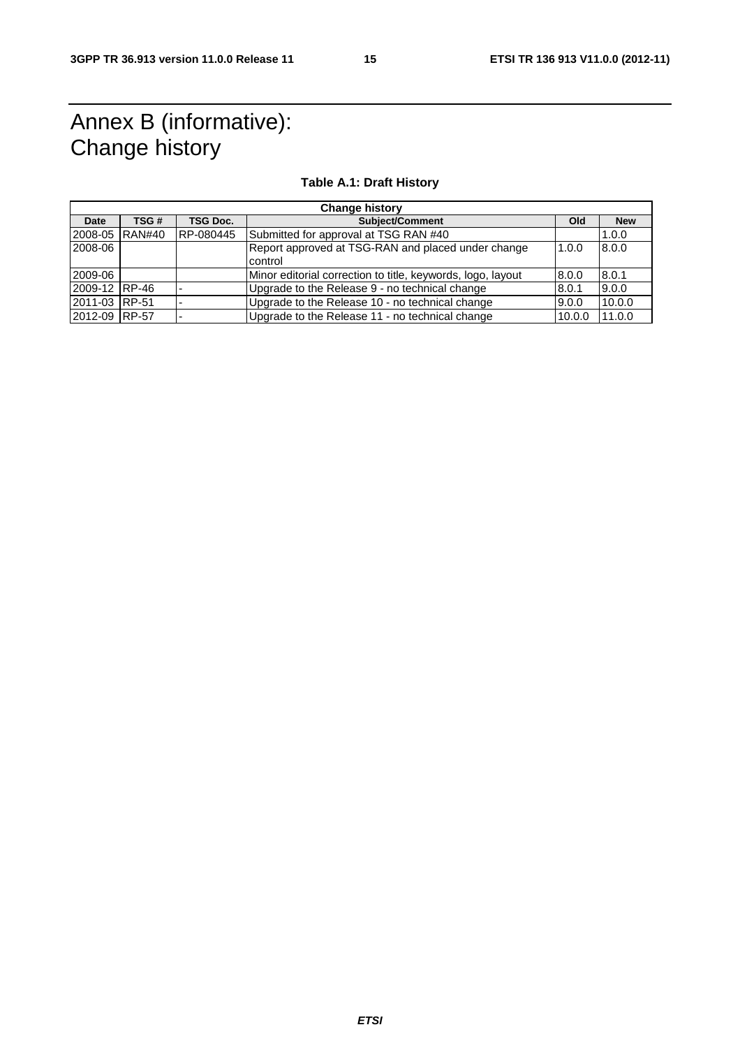# Annex B (informative): Change history

**Table A.1: Draft History**

| Change history | | | | | |
|---|---|---|---|---|---|
| **Date** | **TSG #** | **TSG Doc.** | **Subject/Comment** | **Old** | **New** |
| 2008-05 | RAN#40 | RP-080445 | Submitted for approval at TSG RAN #40 | | 1.0.0 |
| 2008-06 | | | Report approved at TSG-RAN and placed under change control | 1.0.0 | 8.0.0 |
| 2009-06 | | | Minor editorial correction to title, keywords, logo, layout | 8.0.0 | 8.0.1 |
| 2009-12 | RP-46 | - | Upgrade to the Release 9 - no technical change | 8.0.1 | 9.0.0 |
| 2011-03 | RP-51 | - | Upgrade to the Release 10 - no technical change | 9.0.0 | 10.0.0 |
| 2012-09 | RP-57 | - | Upgrade to the Release 11 - no technical change | 10.0.0 | 11.0.0 |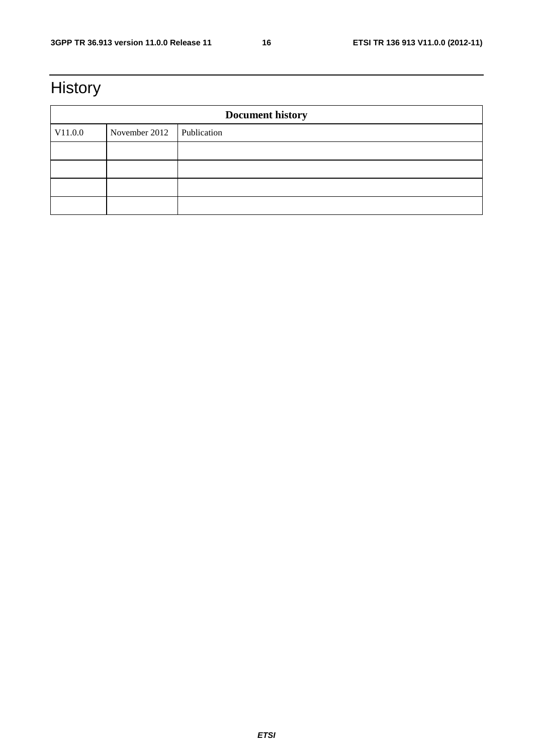# History

| Document history | | |
|---|---|---|
| V11.0.0 | November 2012 | Publication |
| | | |
| | | |
| | | |
| | | |